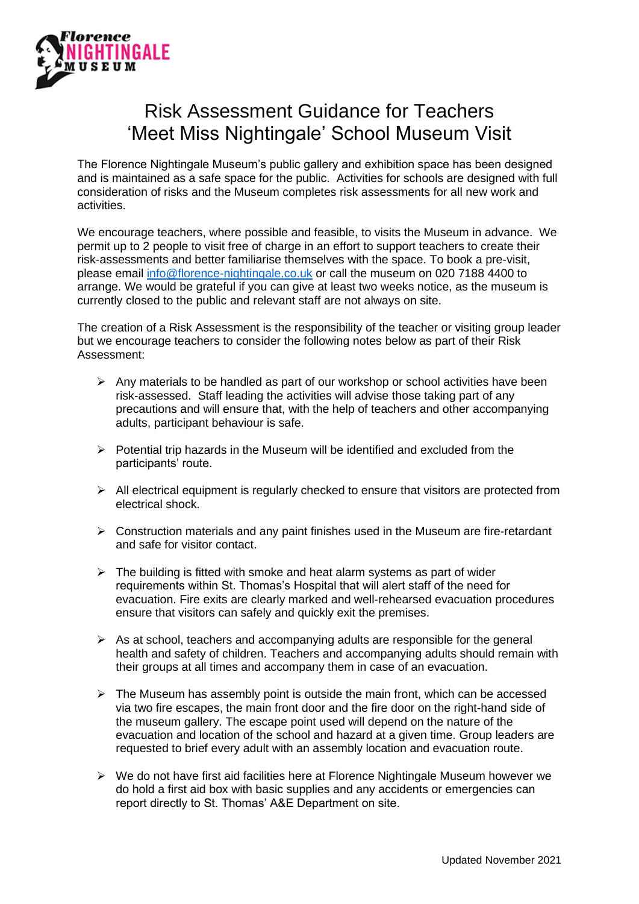# Risk Assessment Guidance for Teachers 'Meet Miss Nightingale' School Museum Visit

The Florence Nightingale Museum's public gallery and exhibition space has been designed and is maintained as a safe space for the public. Activities for schools are designed with full consideration of risks and the Museum completes risk assessments for all new work and activities.

We encourage teachers, where possible and feasible, to visits the Museum in advance. We permit up to 2 people to visit free of charge in an effort to support teachers to create their risk-assessments and better familiarise themselves with the space. To book a pre-visit, please email info@florence-nightingale.co.uk or call the museum on 020 7188 4400 to arrange. We would be grateful if you can give at least two weeks notice, as the museum is currently closed to the public and relevant staff are not always on site.

The creation of a Risk Assessment is the responsibility of the teacher or visiting group leader but we encourage teachers to consider the following notes below as part of their Risk Assessment:

- Any materials to be handled as part of our workshop or school activities have been risk-assessed. Staff leading the activities will advise those taking part of any precautions and will ensure that, with the help of teachers and other accompanying adults, participant behaviour is safe.

- Potential trip hazards in the Museum will be identified and excluded from the participants' route.

- All electrical equipment is regularly checked to ensure that visitors are protected from electrical shock.

- Construction materials and any paint finishes used in the Museum are fire-retardant and safe for visitor contact.

- The building is fitted with smoke and heat alarm systems as part of wider requirements within St. Thomas's Hospital that will alert staff of the need for evacuation. Fire exits are clearly marked and well-rehearsed evacuation procedures ensure that visitors can safely and quickly exit the premises.

- As at school, teachers and accompanying adults are responsible for the general health and safety of children. Teachers and accompanying adults should remain with their groups at all times and accompany them in case of an evacuation.

- The Museum has assembly point is outside the main front, which can be accessed via two fire escapes, the main front door and the fire door on the right-hand side of the museum gallery. The escape point used will depend on the nature of the evacuation and location of the school and hazard at a given time. Group leaders are requested to brief every adult with an assembly location and evacuation route.

- We do not have first aid facilities here at Florence Nightingale Museum however we do hold a first aid box with basic supplies and any accidents or emergencies can report directly to St. Thomas' A&E Department on site.

Updated November 2021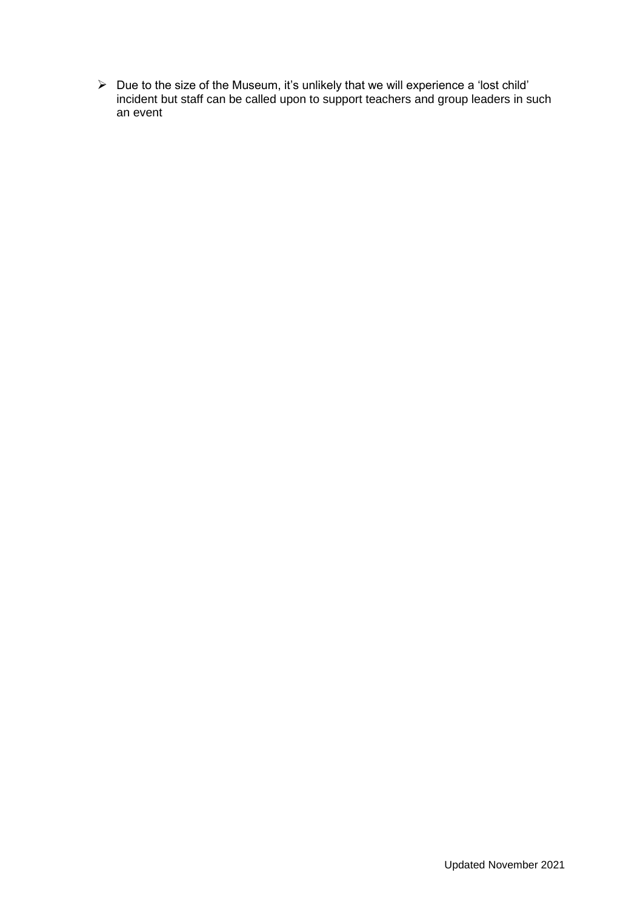- Due to the size of the Museum, it's unlikely that we will experience a 'lost child' incident but staff can be called upon to support teachers and group leaders in such an event

Updated November 2021